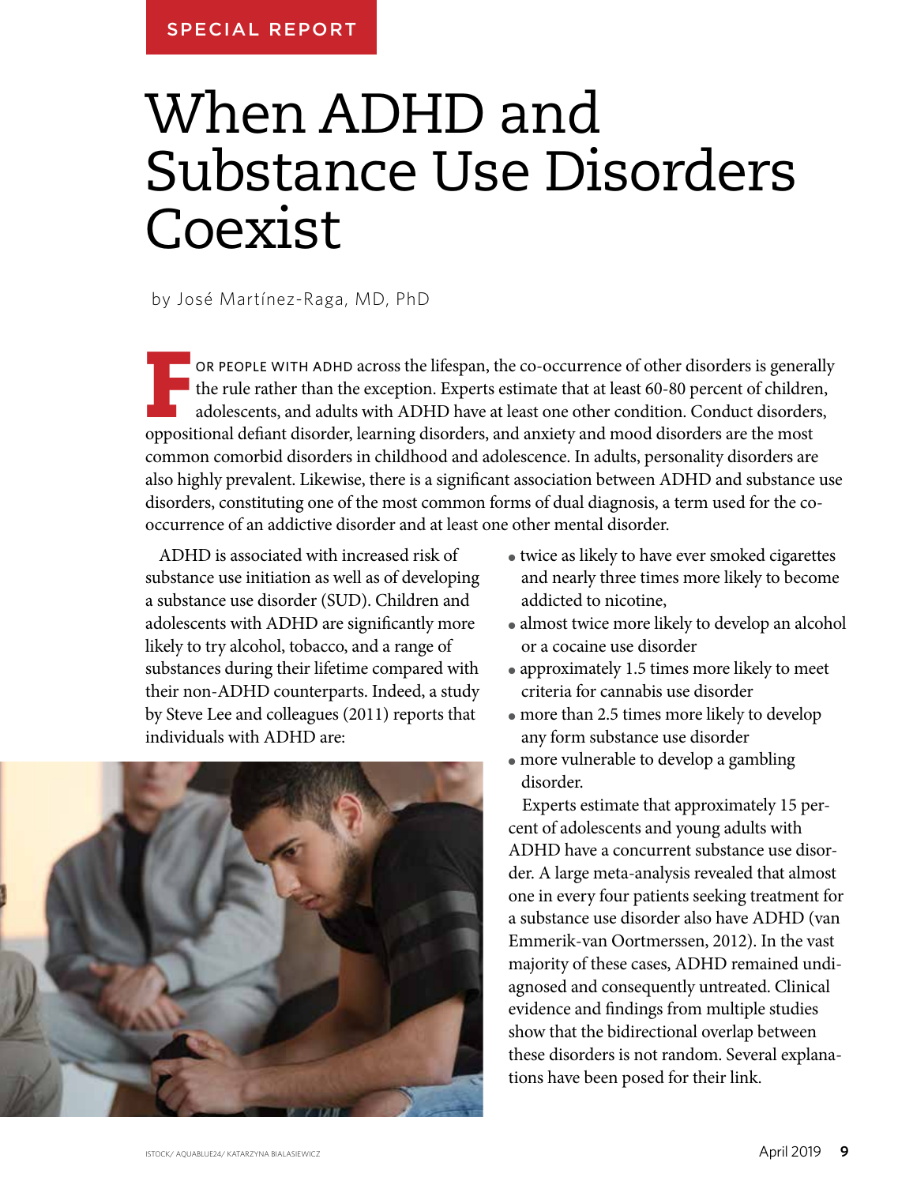SPECIAL REPORT

# When ADHD and Substance Use Disorders Coexist

by José Martínez-Raga, MD, PhD

FOR PEOPLE WITH ADHD across the lifespan, the co-occurrence of other disorders is generally the rule rather than the exception. Experts estimate that at least 60-80 percent of children, adolescents, and adults with ADHD have at least one other condition. Conduct disorders, oppositional defiant disorder, learning disorders, and anxiety and mood disorders are the most common comorbid disorders in childhood and adolescence. In adults, personality disorders are also highly prevalent. Likewise, there is a significant association between ADHD and substance use disorders, constituting one of the most common forms of dual diagnosis, a term used for the co-occurrence of an addictive disorder and at least one other mental disorder.

ADHD is associated with increased risk of substance use initiation as well as of developing a substance use disorder (SUD). Children and adolescents with ADHD are significantly more likely to try alcohol, tobacco, and a range of substances during their lifetime compared with their non-ADHD counterparts. Indeed, a study by Steve Lee and colleagues (2011) reports that individuals with ADHD are:

- twice as likely to have ever smoked cigarettes and nearly three times more likely to become addicted to nicotine,
- almost twice more likely to develop an alcohol or a cocaine use disorder
- approximately 1.5 times more likely to meet criteria for cannabis use disorder
- more than 2.5 times more likely to develop any form substance use disorder
- more vulnerable to develop a gambling disorder.

Experts estimate that approximately 15 percent of adolescents and young adults with ADHD have a concurrent substance use disorder. A large meta-analysis revealed that almost one in every four patients seeking treatment for a substance use disorder also have ADHD (van Emmerik-van Oortmerssen, 2012). In the vast majority of these cases, ADHD remained undiagnosed and consequently untreated. Clinical evidence and findings from multiple studies show that the bidirectional overlap between these disorders is not random. Several explanations have been posed for their link.

ISTOCK/ AQUABLUE24/ KATARZYNA BIALASIEWICZ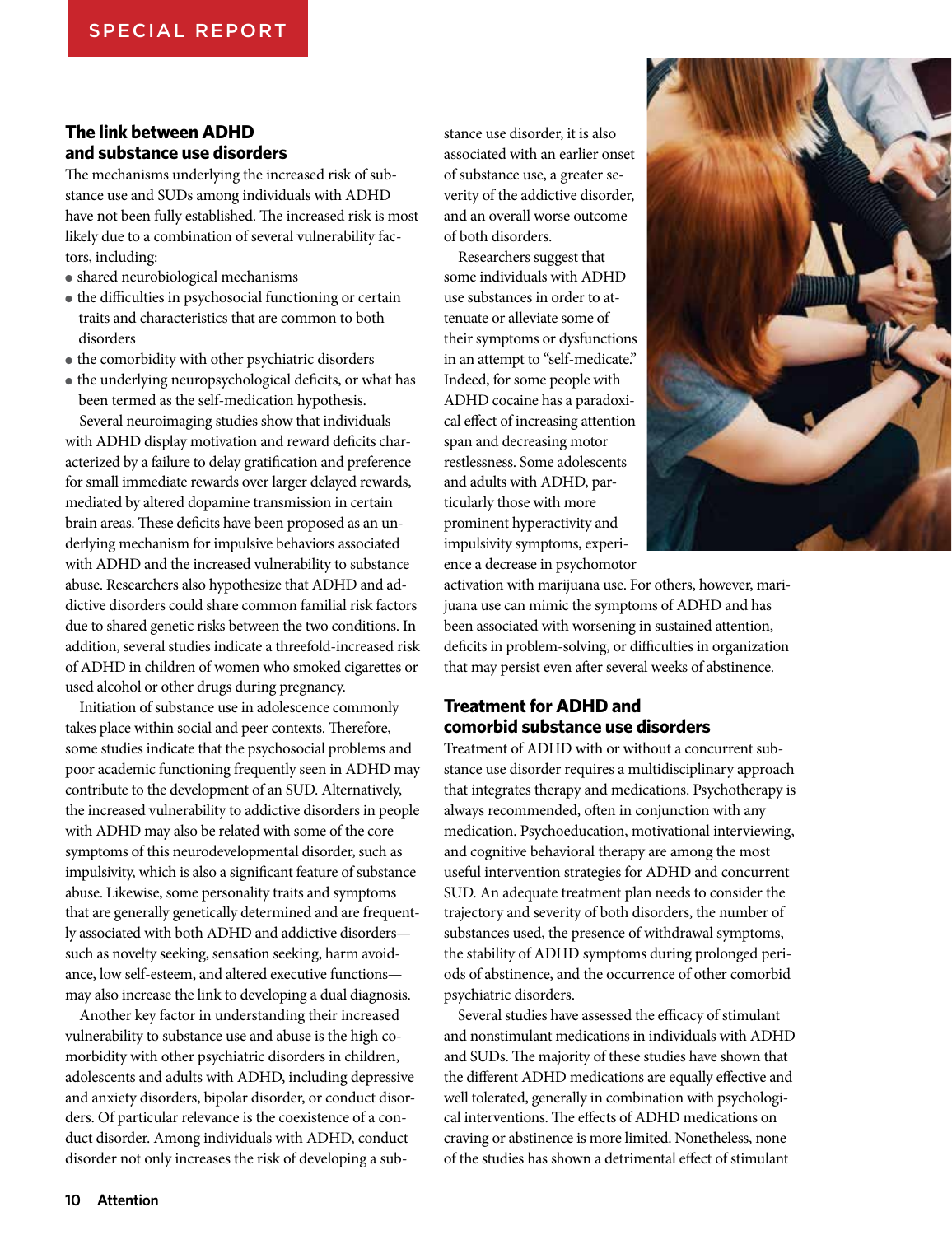## The link between ADHD and substance use disorders

The mechanisms underlying the increased risk of substance use and SUDs among individuals with ADHD have not been fully established. The increased risk is most likely due to a combination of several vulnerability factors, including:

- shared neurobiological mechanisms
- the difficulties in psychosocial functioning or certain traits and characteristics that are common to both disorders
- the comorbidity with other psychiatric disorders
- the underlying neuropsychological deficits, or what has been termed as the self-medication hypothesis.

Several neuroimaging studies show that individuals with ADHD display motivation and reward deficits characterized by a failure to delay gratification and preference for small immediate rewards over larger delayed rewards, mediated by altered dopamine transmission in certain brain areas. These deficits have been proposed as an underlying mechanism for impulsive behaviors associated with ADHD and the increased vulnerability to substance abuse. Researchers also hypothesize that ADHD and addictive disorders could share common familial risk factors due to shared genetic risks between the two conditions. In addition, several studies indicate a threefold-increased risk of ADHD in children of women who smoked cigarettes or used alcohol or other drugs during pregnancy.

Initiation of substance use in adolescence commonly takes place within social and peer contexts. Therefore, some studies indicate that the psychosocial problems and poor academic functioning frequently seen in ADHD may contribute to the development of an SUD. Alternatively, the increased vulnerability to addictive disorders in people with ADHD may also be related with some of the core symptoms of this neurodevelopmental disorder, such as impulsivity, which is also a significant feature of substance abuse. Likewise, some personality traits and symptoms that are generally genetically determined and are frequently associated with both ADHD and addictive disorders—such as novelty seeking, sensation seeking, harm avoidance, low self-esteem, and altered executive functions—may also increase the link to developing a dual diagnosis.

Another key factor in understanding their increased vulnerability to substance use and abuse is the high comorbidity with other psychiatric disorders in children, adolescents and adults with ADHD, including depressive and anxiety disorders, bipolar disorder, or conduct disorders. Of particular relevance is the coexistence of a conduct disorder. Among individuals with ADHD, conduct disorder not only increases the risk of developing a substance use disorder, it is also associated with an earlier onset of substance use, a greater severity of the addictive disorder, and an overall worse outcome of both disorders.

Researchers suggest that some individuals with ADHD use substances in order to attenuate or alleviate some of their symptoms or dysfunctions in an attempt to "self-medicate." Indeed, for some people with ADHD cocaine has a paradoxical effect of increasing attention span and decreasing motor restlessness. Some adolescents and adults with ADHD, particularly those with more prominent hyperactivity and impulsivity symptoms, experience a decrease in psychomotor activation with marijuana use. For others, however, marijuana use can mimic the symptoms of ADHD and has been associated with worsening in sustained attention, deficits in problem-solving, or difficulties in organization that may persist even after several weeks of abstinence.

## Treatment for ADHD and comorbid substance use disorders

Treatment of ADHD with or without a concurrent substance use disorder requires a multidisciplinary approach that integrates therapy and medications. Psychotherapy is always recommended, often in conjunction with any medication. Psychoeducation, motivational interviewing, and cognitive behavioral therapy are among the most useful intervention strategies for ADHD and concurrent SUD. An adequate treatment plan needs to consider the trajectory and severity of both disorders, the number of substances used, the presence of withdrawal symptoms, the stability of ADHD symptoms during prolonged periods of abstinence, and the occurrence of other comorbid psychiatric disorders.

Several studies have assessed the efficacy of stimulant and nonstimulant medications in individuals with ADHD and SUDs. The majority of these studies have shown that the different ADHD medications are equally effective and well tolerated, generally in combination with psychological interventions. The effects of ADHD medications on craving or abstinence is more limited. Nonetheless, none of the studies has shown a detrimental effect of stimulant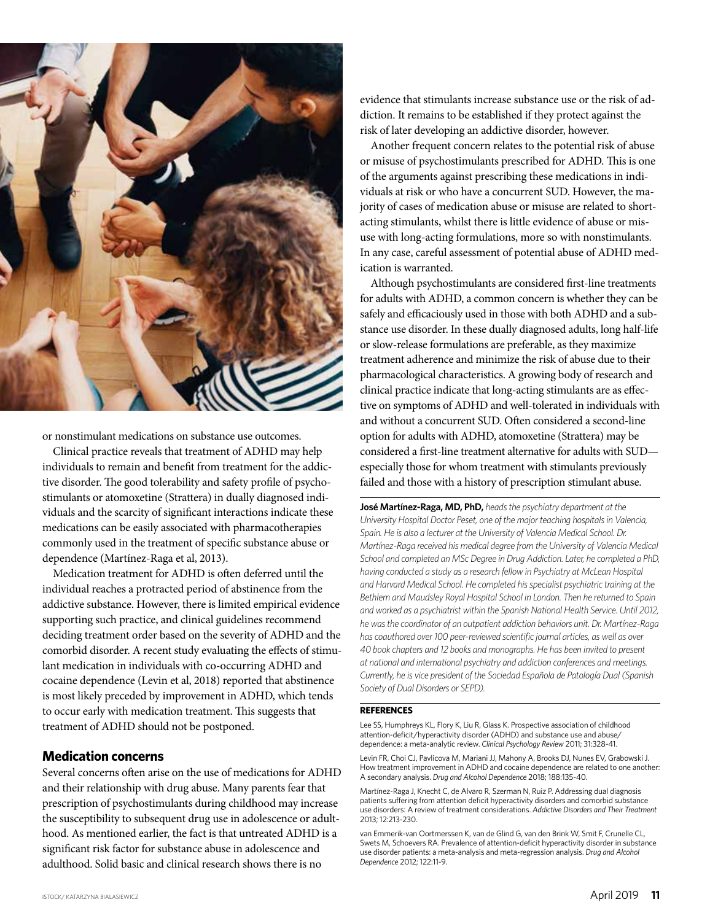or nonstimulant medications on substance use outcomes.

Clinical practice reveals that treatment of ADHD may help individuals to remain and benefit from treatment for the addictive disorder. The good tolerability and safety profile of psychostimulants or atomoxetine (Strattera) in dually diagnosed individuals and the scarcity of significant interactions indicate these medications can be easily associated with pharmacotherapies commonly used in the treatment of specific substance abuse or dependence (Martínez-Raga et al, 2013).

Medication treatment for ADHD is often deferred until the individual reaches a protracted period of abstinence from the addictive substance. However, there is limited empirical evidence supporting such practice, and clinical guidelines recommend deciding treatment order based on the severity of ADHD and the comorbid disorder. A recent study evaluating the effects of stimulant medication in individuals with co-occurring ADHD and cocaine dependence (Levin et al, 2018) reported that abstinence is most likely preceded by improvement in ADHD, which tends to occur early with medication treatment. This suggests that treatment of ADHD should not be postponed.

## Medication concerns

Several concerns often arise on the use of medications for ADHD and their relationship with drug abuse. Many parents fear that prescription of psychostimulants during childhood may increase the susceptibility to subsequent drug use in adolescence or adulthood. As mentioned earlier, the fact is that untreated ADHD is a significant risk factor for substance abuse in adolescence and adulthood. Solid basic and clinical research shows there is no evidence that stimulants increase substance use or the risk of addiction. It remains to be established if they protect against the risk of later developing an addictive disorder, however.

Another frequent concern relates to the potential risk of abuse or misuse of psychostimulants prescribed for ADHD. This is one of the arguments against prescribing these medications in individuals at risk or who have a concurrent SUD. However, the majority of cases of medication abuse or misuse are related to short-acting stimulants, whilst there is little evidence of abuse or misuse with long-acting formulations, more so with nonstimulants. In any case, careful assessment of potential abuse of ADHD medication is warranted.

Although psychostimulants are considered first-line treatments for adults with ADHD, a common concern is whether they can be safely and efficaciously used in those with both ADHD and a substance use disorder. In these dually diagnosed adults, long half-life or slow-release formulations are preferable, as they maximize treatment adherence and minimize the risk of abuse due to their pharmacological characteristics. A growing body of research and clinical practice indicate that long-acting stimulants are as effective on symptoms of ADHD and well-tolerated in individuals with and without a concurrent SUD. Often considered a second-line option for adults with ADHD, atomoxetine (Strattera) may be considered a first-line treatment alternative for adults with SUD—especially those for whom treatment with stimulants previously failed and those with a history of prescription stimulant abuse.

**José Martínez-Raga, MD, PhD,** *heads the psychiatry department at the University Hospital Doctor Peset, one of the major teaching hospitals in Valencia, Spain. He is also a lecturer at the University of Valencia Medical School. Dr. Martínez-Raga received his medical degree from the University of Valencia Medical School and completed an MSc Degree in Drug Addiction. Later, he completed a PhD, having conducted a study as a research fellow in Psychiatry at McLean Hospital and Harvard Medical School. He completed his specialist psychiatric training at the Bethlem and Maudsley Royal Hospital School in London. Then he returned to Spain and worked as a psychiatrist within the Spanish National Health Service. Until 2012, he was the coordinator of an outpatient addiction behaviors unit. Dr. Martínez-Raga has coauthored over 100 peer-reviewed scientific journal articles, as well as over 40 book chapters and 12 books and monographs. He has been invited to present at national and international psychiatry and addiction conferences and meetings. Currently, he is vice president of the Sociedad Española de Patología Dual (Spanish Society of Dual Disorders or SEPD).*

### REFERENCES

Lee SS, Humphreys KL, Flory K, Liu R, Glass K. Prospective association of childhood attention-deficit/hyperactivity disorder (ADHD) and substance use and abuse/dependence: a meta-analytic review. *Clinical Psychology Review* 2011; 31:328-41.

Levin FR, Choi CJ, Pavlicova M, Mariani JJ, Mahony A, Brooks DJ, Nunes EV, Grabowski J. How treatment improvement in ADHD and cocaine dependence are related to one another: A secondary analysis. *Drug and Alcohol Dependence* 2018; 188:135-40.

Martínez-Raga J, Knecht C, de Alvaro R, Szerman N, Ruiz P. Addressing dual diagnosis patients suffering from attention deficit hyperactivity disorders and comorbid substance use disorders: A review of treatment considerations. *Addictive Disorders and Their Treatment* 2013; 12:213-230.

van Emmerik-van Oortmerssen K, van de Glind G, van den Brink W, Smit F, Crunelle CL, Swets M, Schoevers RA. Prevalence of attention-deficit hyperactivity disorder in substance use disorder patients: a meta-analysis and meta-regression analysis. *Drug and Alcohol Dependence* 2012; 122:11-9.

ISTOCK/ KATARZYNA BIALASIEWICZ